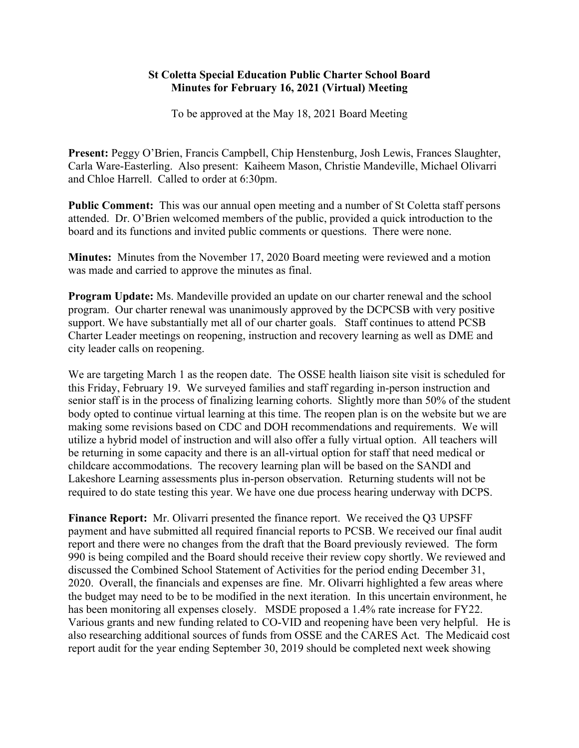**St Coletta Special Education Public Charter School Board**
**Minutes for February 16, 2021 (Virtual) Meeting**

To be approved at the May 18, 2021 Board Meeting

**Present:** Peggy O'Brien, Francis Campbell, Chip Henstenburg, Josh Lewis, Frances Slaughter, Carla Ware-Easterling. Also present: Kaiheem Mason, Christie Mandeville, Michael Olivarri and Chloe Harrell. Called to order at 6:30pm.

**Public Comment:** This was our annual open meeting and a number of St Coletta staff persons attended. Dr. O'Brien welcomed members of the public, provided a quick introduction to the board and its functions and invited public comments or questions. There were none.

**Minutes:** Minutes from the November 17, 2020 Board meeting were reviewed and a motion was made and carried to approve the minutes as final.

**Program Update:** Ms. Mandeville provided an update on our charter renewal and the school program. Our charter renewal was unanimously approved by the DCPCSB with very positive support. We have substantially met all of our charter goals. Staff continues to attend PCSB Charter Leader meetings on reopening, instruction and recovery learning as well as DME and city leader calls on reopening.

We are targeting March 1 as the reopen date. The OSSE health liaison site visit is scheduled for this Friday, February 19. We surveyed families and staff regarding in-person instruction and senior staff is in the process of finalizing learning cohorts. Slightly more than 50% of the student body opted to continue virtual learning at this time. The reopen plan is on the website but we are making some revisions based on CDC and DOH recommendations and requirements. We will utilize a hybrid model of instruction and will also offer a fully virtual option. All teachers will be returning in some capacity and there is an all-virtual option for staff that need medical or childcare accommodations. The recovery learning plan will be based on the SANDI and Lakeshore Learning assessments plus in-person observation. Returning students will not be required to do state testing this year. We have one due process hearing underway with DCPS.

**Finance Report:** Mr. Olivarri presented the finance report. We received the Q3 UPSFF payment and have submitted all required financial reports to PCSB. We received our final audit report and there were no changes from the draft that the Board previously reviewed. The form 990 is being compiled and the Board should receive their review copy shortly. We reviewed and discussed the Combined School Statement of Activities for the period ending December 31, 2020. Overall, the financials and expenses are fine. Mr. Olivarri highlighted a few areas where the budget may need to be to be modified in the next iteration. In this uncertain environment, he has been monitoring all expenses closely. MSDE proposed a 1.4% rate increase for FY22. Various grants and new funding related to CO-VID and reopening have been very helpful. He is also researching additional sources of funds from OSSE and the CARES Act. The Medicaid cost report audit for the year ending September 30, 2019 should be completed next week showing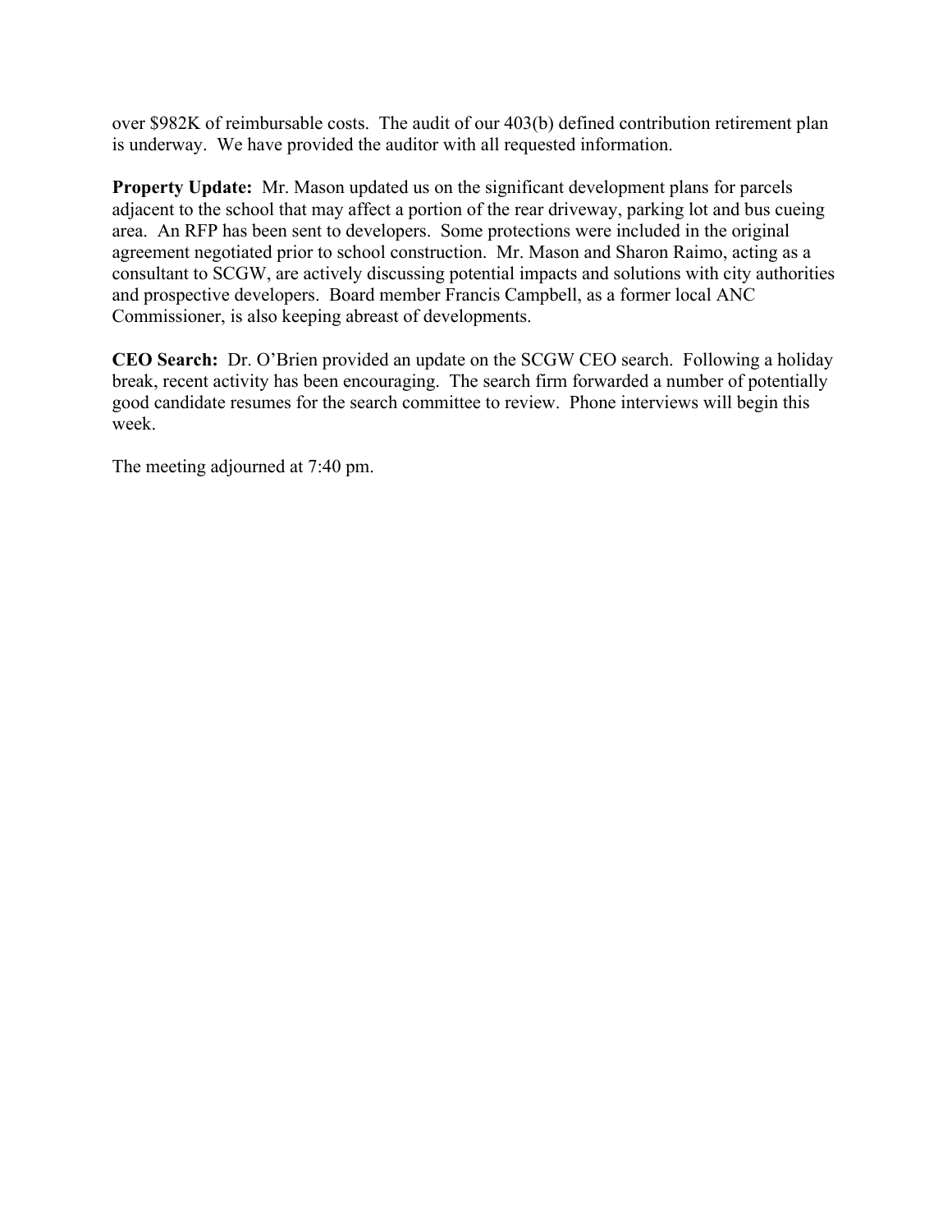over $982K of reimbursable costs.  The audit of our 403(b) defined contribution retirement plan is underway.  We have provided the auditor with all requested information.

**Property Update:** Mr. Mason updated us on the significant development plans for parcels adjacent to the school that may affect a portion of the rear driveway, parking lot and bus cueing area.  An RFP has been sent to developers.  Some protections were included in the original agreement negotiated prior to school construction.  Mr. Mason and Sharon Raimo, acting as a consultant to SCGW, are actively discussing potential impacts and solutions with city authorities and prospective developers.  Board member Francis Campbell, as a former local ANC Commissioner, is also keeping abreast of developments.

**CEO Search:** Dr. O'Brien provided an update on the SCGW CEO search.  Following a holiday break, recent activity has been encouraging.  The search firm forwarded a number of potentially good candidate resumes for the search committee to review.  Phone interviews will begin this week.

The meeting adjourned at 7:40 pm.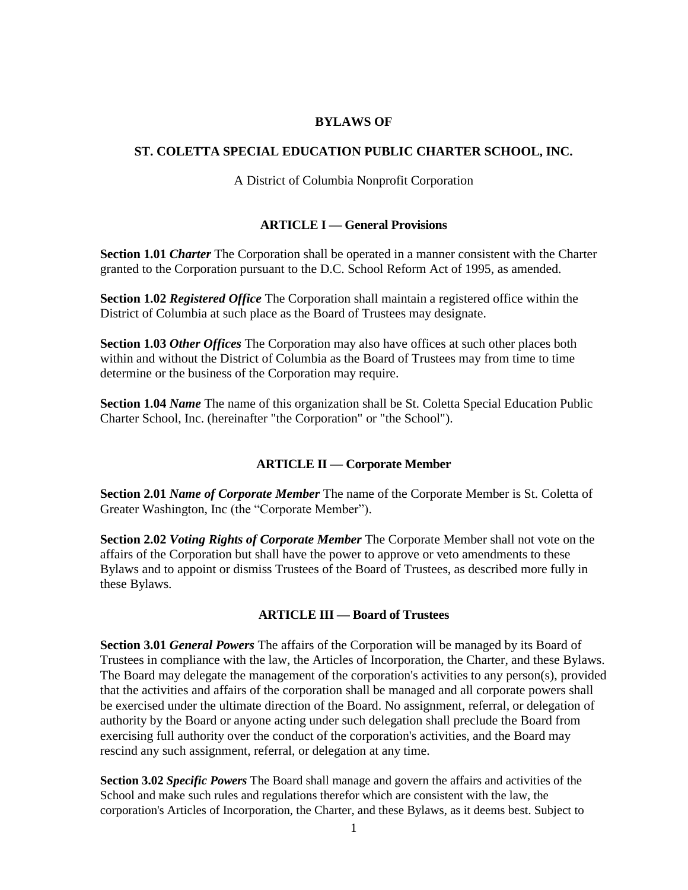**BYLAWS OF**

**ST. COLETTA SPECIAL EDUCATION PUBLIC CHARTER SCHOOL, INC.**

A District of Columbia Nonprofit Corporation

## ARTICLE I — General Provisions

**Section 1.01** ***Charter*** The Corporation shall be operated in a manner consistent with the Charter granted to the Corporation pursuant to the D.C. School Reform Act of 1995, as amended.

**Section 1.02** ***Registered Office*** The Corporation shall maintain a registered office within the District of Columbia at such place as the Board of Trustees may designate.

**Section 1.03** ***Other Offices*** The Corporation may also have offices at such other places both within and without the District of Columbia as the Board of Trustees may from time to time determine or the business of the Corporation may require.

**Section 1.04** ***Name*** The name of this organization shall be St. Coletta Special Education Public Charter School, Inc. (hereinafter "the Corporation" or "the School").

## ARTICLE II — Corporate Member

**Section 2.01** ***Name of Corporate Member*** The name of the Corporate Member is St. Coletta of Greater Washington, Inc (the "Corporate Member").

**Section 2.02** ***Voting Rights of Corporate Member*** The Corporate Member shall not vote on the affairs of the Corporation but shall have the power to approve or veto amendments to these Bylaws and to appoint or dismiss Trustees of the Board of Trustees, as described more fully in these Bylaws.

## ARTICLE III — Board of Trustees

**Section 3.01** ***General Powers*** The affairs of the Corporation will be managed by its Board of Trustees in compliance with the law, the Articles of Incorporation, the Charter, and these Bylaws. The Board may delegate the management of the corporation's activities to any person(s), provided that the activities and affairs of the corporation shall be managed and all corporate powers shall be exercised under the ultimate direction of the Board. No assignment, referral, or delegation of authority by the Board or anyone acting under such delegation shall preclude the Board from exercising full authority over the conduct of the corporation's activities, and the Board may rescind any such assignment, referral, or delegation at any time.

**Section 3.02** ***Specific Powers*** The Board shall manage and govern the affairs and activities of the School and make such rules and regulations therefor which are consistent with the law, the corporation's Articles of Incorporation, the Charter, and these Bylaws, as it deems best. Subject to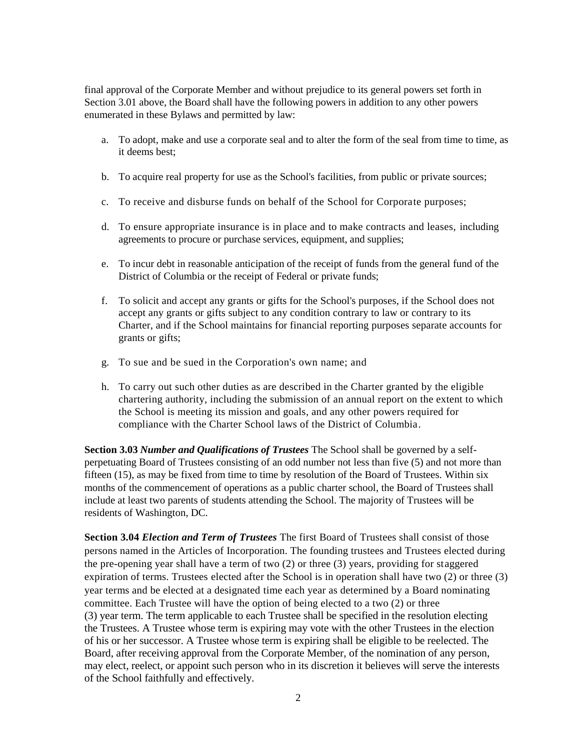final approval of the Corporate Member and without prejudice to its general powers set forth in Section 3.01 above, the Board shall have the following powers in addition to any other powers enumerated in these Bylaws and permitted by law:

a. To adopt, make and use a corporate seal and to alter the form of the seal from time to time, as it deems best;

b. To acquire real property for use as the School's facilities, from public or private sources;

c. To receive and disburse funds on behalf of the School for Corporate purposes;

d. To ensure appropriate insurance is in place and to make contracts and leases, including agreements to procure or purchase services, equipment, and supplies;

e. To incur debt in reasonable anticipation of the receipt of funds from the general fund of the District of Columbia or the receipt of Federal or private funds;

f. To solicit and accept any grants or gifts for the School's purposes, if the School does not accept any grants or gifts subject to any condition contrary to law or contrary to its Charter, and if the School maintains for financial reporting purposes separate accounts for grants or gifts;

g. To sue and be sued in the Corporation's own name; and

h. To carry out such other duties as are described in the Charter granted by the eligible chartering authority, including the submission of an annual report on the extent to which the School is meeting its mission and goals, and any other powers required for compliance with the Charter School laws of the District of Columbia.

**Section 3.03** ***Number and Qualifications of Trustees*** The School shall be governed by a self-perpetuating Board of Trustees consisting of an odd number not less than five (5) and not more than fifteen (15), as may be fixed from time to time by resolution of the Board of Trustees. Within six months of the commencement of operations as a public charter school, the Board of Trustees shall include at least two parents of students attending the School. The majority of Trustees will be residents of Washington, DC.

**Section 3.04** ***Election and Term of Trustees*** The first Board of Trustees shall consist of those persons named in the Articles of Incorporation. The founding trustees and Trustees elected during the pre-opening year shall have a term of two (2) or three (3) years, providing for staggered expiration of terms. Trustees elected after the School is in operation shall have two (2) or three (3) year terms and be elected at a designated time each year as determined by a Board nominating committee. Each Trustee will have the option of being elected to a two (2) or three (3) year term. The term applicable to each Trustee shall be specified in the resolution electing the Trustees. A Trustee whose term is expiring may vote with the other Trustees in the election of his or her successor. A Trustee whose term is expiring shall be eligible to be reelected. The Board, after receiving approval from the Corporate Member, of the nomination of any person, may elect, reelect, or appoint such person who in its discretion it believes will serve the interests of the School faithfully and effectively.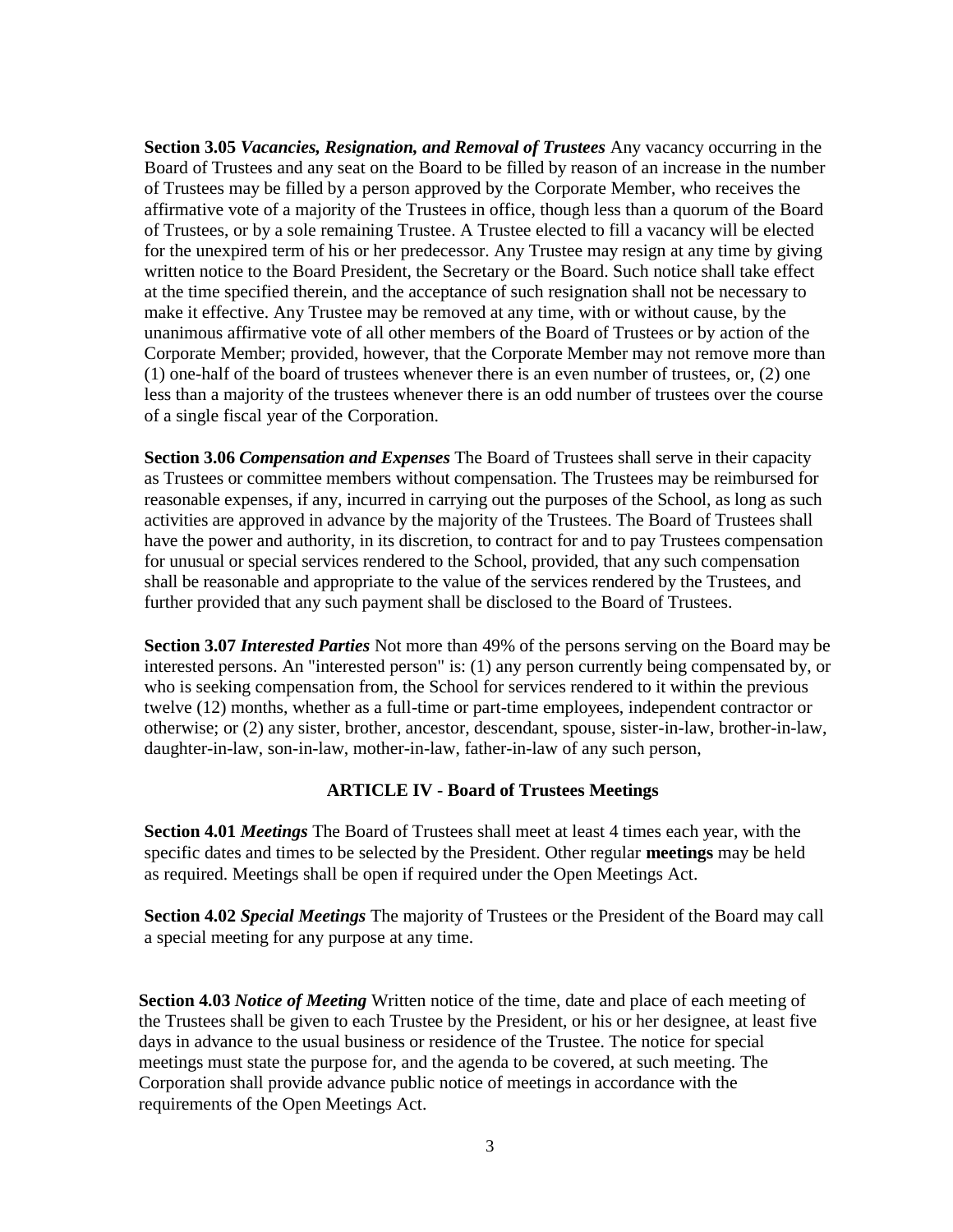**Section 3.05** ***Vacancies, Resignation, and Removal of Trustees*** Any vacancy occurring in the Board of Trustees and any seat on the Board to be filled by reason of an increase in the number of Trustees may be filled by a person approved by the Corporate Member, who receives the affirmative vote of a majority of the Trustees in office, though less than a quorum of the Board of Trustees, or by a sole remaining Trustee. A Trustee elected to fill a vacancy will be elected for the unexpired term of his or her predecessor. Any Trustee may resign at any time by giving written notice to the Board President, the Secretary or the Board. Such notice shall take effect at the time specified therein, and the acceptance of such resignation shall not be necessary to make it effective. Any Trustee may be removed at any time, with or without cause, by the unanimous affirmative vote of all other members of the Board of Trustees or by action of the Corporate Member; provided, however, that the Corporate Member may not remove more than (1) one-half of the board of trustees whenever there is an even number of trustees, or, (2) one less than a majority of the trustees whenever there is an odd number of trustees over the course of a single fiscal year of the Corporation.

**Section 3.06** ***Compensation and Expenses*** The Board of Trustees shall serve in their capacity as Trustees or committee members without compensation. The Trustees may be reimbursed for reasonable expenses, if any, incurred in carrying out the purposes of the School, as long as such activities are approved in advance by the majority of the Trustees. The Board of Trustees shall have the power and authority, in its discretion, to contract for and to pay Trustees compensation for unusual or special services rendered to the School, provided, that any such compensation shall be reasonable and appropriate to the value of the services rendered by the Trustees, and further provided that any such payment shall be disclosed to the Board of Trustees.

**Section 3.07** ***Interested Parties*** Not more than 49% of the persons serving on the Board may be interested persons. An "interested person" is: (1) any person currently being compensated by, or who is seeking compensation from, the School for services rendered to it within the previous twelve (12) months, whether as a full-time or part-time employees, independent contractor or otherwise; or (2) any sister, brother, ancestor, descendant, spouse, sister-in-law, brother-in-law, daughter-in-law, son-in-law, mother-in-law, father-in-law of any such person,

## ARTICLE IV - Board of Trustees Meetings

**Section 4.01** ***Meetings*** The Board of Trustees shall meet at least 4 times each year, with the specific dates and times to be selected by the President. Other regular **meetings** may be held as required. Meetings shall be open if required under the Open Meetings Act.

**Section 4.02** ***Special Meetings*** The majority of Trustees or the President of the Board may call a special meeting for any purpose at any time.

**Section 4.03** ***Notice of Meeting*** Written notice of the time, date and place of each meeting of the Trustees shall be given to each Trustee by the President, or his or her designee, at least five days in advance to the usual business or residence of the Trustee. The notice for special meetings must state the purpose for, and the agenda to be covered, at such meeting. The Corporation shall provide advance public notice of meetings in accordance with the requirements of the Open Meetings Act.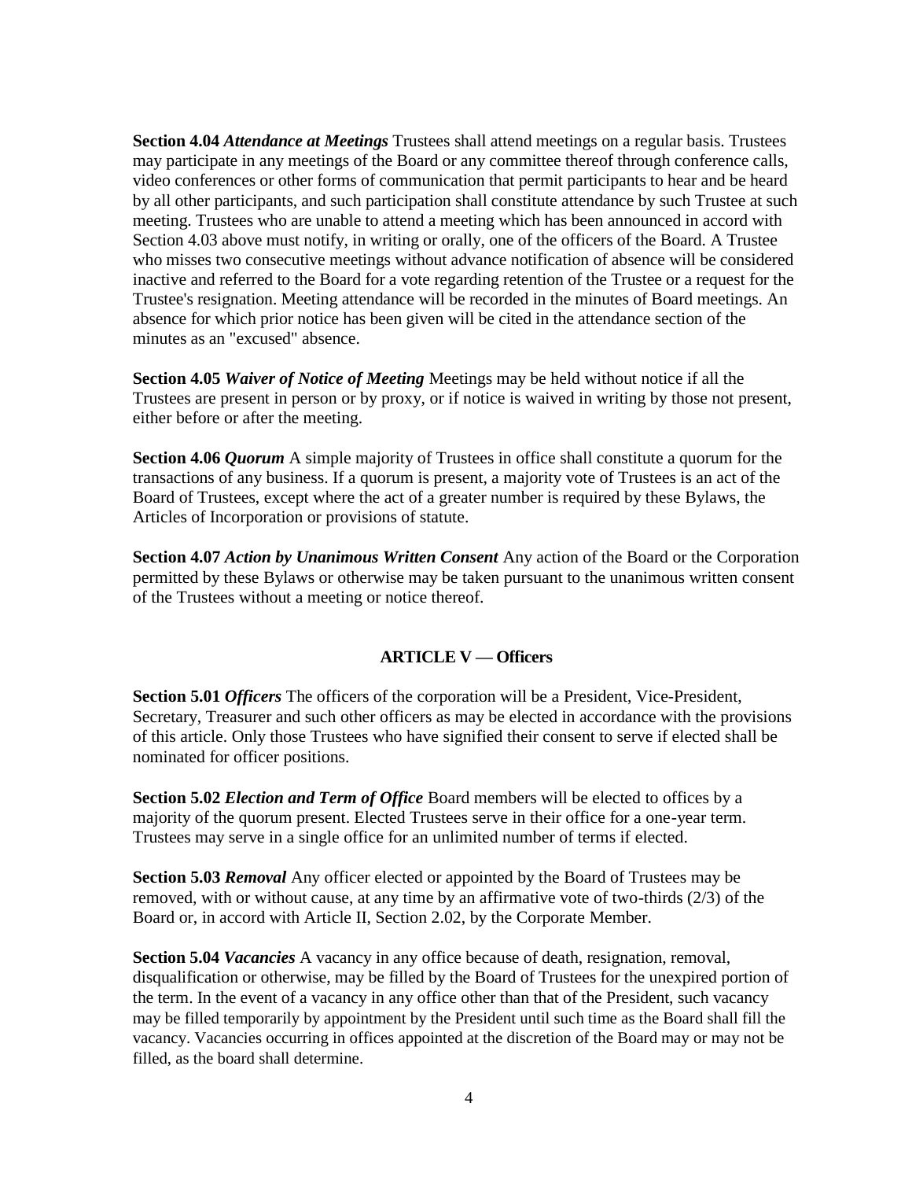**Section 4.04** ***Attendance at Meetings*** Trustees shall attend meetings on a regular basis. Trustees may participate in any meetings of the Board or any committee thereof through conference calls, video conferences or other forms of communication that permit participants to hear and be heard by all other participants, and such participation shall constitute attendance by such Trustee at such meeting. Trustees who are unable to attend a meeting which has been announced in accord with Section 4.03 above must notify, in writing or orally, one of the officers of the Board. A Trustee who misses two consecutive meetings without advance notification of absence will be considered inactive and referred to the Board for a vote regarding retention of the Trustee or a request for the Trustee's resignation. Meeting attendance will be recorded in the minutes of Board meetings. An absence for which prior notice has been given will be cited in the attendance section of the minutes as an "excused" absence.

**Section 4.05** ***Waiver of Notice of Meeting*** Meetings may be held without notice if all the Trustees are present in person or by proxy, or if notice is waived in writing by those not present, either before or after the meeting.

**Section 4.06** ***Quorum*** A simple majority of Trustees in office shall constitute a quorum for the transactions of any business. If a quorum is present, a majority vote of Trustees is an act of the Board of Trustees, except where the act of a greater number is required by these Bylaws, the Articles of Incorporation or provisions of statute.

**Section 4.07** ***Action by Unanimous Written Consent*** Any action of the Board or the Corporation permitted by these Bylaws or otherwise may be taken pursuant to the unanimous written consent of the Trustees without a meeting or notice thereof.

## ARTICLE V — Officers

**Section 5.01** ***Officers*** The officers of the corporation will be a President, Vice-President, Secretary, Treasurer and such other officers as may be elected in accordance with the provisions of this article. Only those Trustees who have signified their consent to serve if elected shall be nominated for officer positions.

**Section 5.02** ***Election and Term of Office*** Board members will be elected to offices by a majority of the quorum present. Elected Trustees serve in their office for a one-year term. Trustees may serve in a single office for an unlimited number of terms if elected.

**Section 5.03** ***Removal*** Any officer elected or appointed by the Board of Trustees may be removed, with or without cause, at any time by an affirmative vote of two-thirds (2/3) of the Board or, in accord with Article II, Section 2.02, by the Corporate Member.

**Section 5.04** ***Vacancies*** A vacancy in any office because of death, resignation, removal, disqualification or otherwise, may be filled by the Board of Trustees for the unexpired portion of the term. In the event of a vacancy in any office other than that of the President, such vacancy may be filled temporarily by appointment by the President until such time as the Board shall fill the vacancy. Vacancies occurring in offices appointed at the discretion of the Board may or may not be filled, as the board shall determine.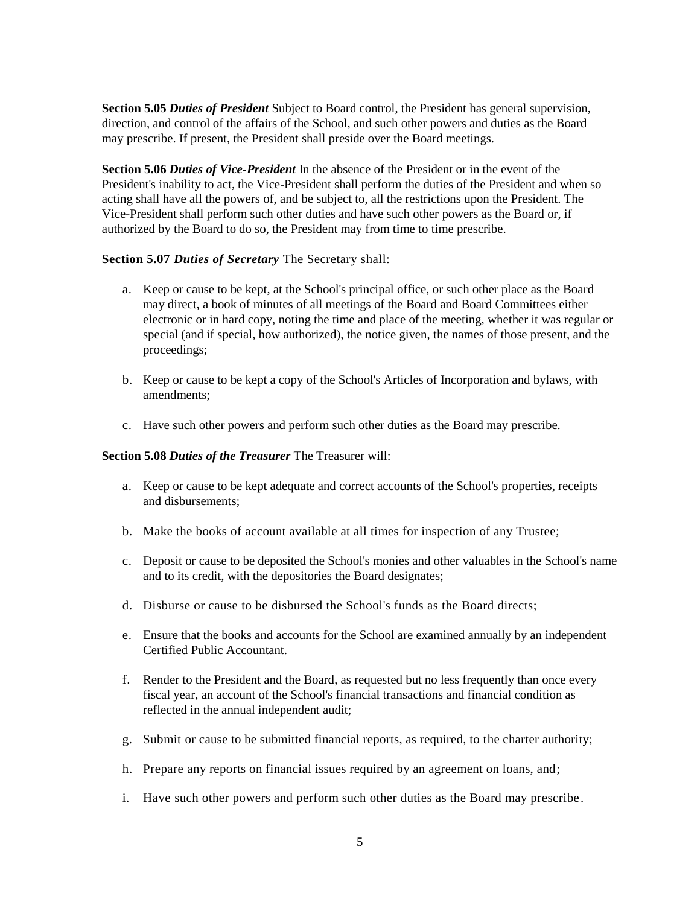**Section 5.05** ***Duties of President*** Subject to Board control, the President has general supervision, direction, and control of the affairs of the School, and such other powers and duties as the Board may prescribe. If present, the President shall preside over the Board meetings.

**Section 5.06** ***Duties of Vice-President*** In the absence of the President or in the event of the President's inability to act, the Vice-President shall perform the duties of the President and when so acting shall have all the powers of, and be subject to, all the restrictions upon the President. The Vice-President shall perform such other duties and have such other powers as the Board or, if authorized by the Board to do so, the President may from time to time prescribe.

**Section 5.07** ***Duties of Secretary*** The Secretary shall:

a. Keep or cause to be kept, at the School's principal office, or such other place as the Board may direct, a book of minutes of all meetings of the Board and Board Committees either electronic or in hard copy, noting the time and place of the meeting, whether it was regular or special (and if special, how authorized), the notice given, the names of those present, and the proceedings;

b. Keep or cause to be kept a copy of the School's Articles of Incorporation and bylaws, with amendments;

c. Have such other powers and perform such other duties as the Board may prescribe.

**Section 5.08** ***Duties of the Treasurer*** The Treasurer will:

a. Keep or cause to be kept adequate and correct accounts of the School's properties, receipts and disbursements;

b. Make the books of account available at all times for inspection of any Trustee;

c. Deposit or cause to be deposited the School's monies and other valuables in the School's name and to its credit, with the depositories the Board designates;

d. Disburse or cause to be disbursed the School's funds as the Board directs;

e. Ensure that the books and accounts for the School are examined annually by an independent Certified Public Accountant.

f. Render to the President and the Board, as requested but no less frequently than once every fiscal year, an account of the School's financial transactions and financial condition as reflected in the annual independent audit;

g. Submit or cause to be submitted financial reports, as required, to the charter authority;

h. Prepare any reports on financial issues required by an agreement on loans, and;

i. Have such other powers and perform such other duties as the Board may prescribe.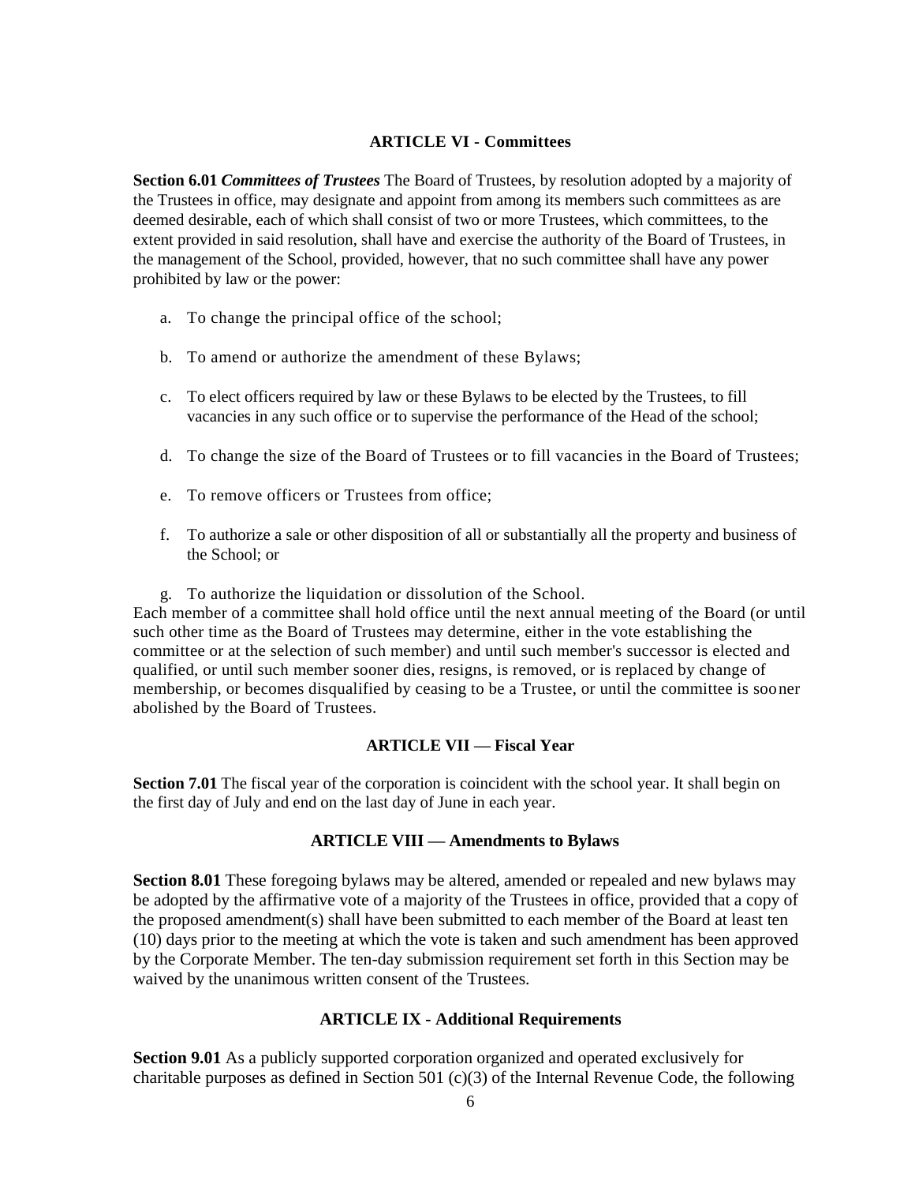## ARTICLE VI - Committees

**Section 6.01** ***Committees of Trustees*** The Board of Trustees, by resolution adopted by a majority of the Trustees in office, may designate and appoint from among its members such committees as are deemed desirable, each of which shall consist of two or more Trustees, which committees, to the extent provided in said resolution, shall have and exercise the authority of the Board of Trustees, in the management of the School, provided, however, that no such committee shall have any power prohibited by law or the power:

a. To change the principal office of the school;

b. To amend or authorize the amendment of these Bylaws;

c. To elect officers required by law or these Bylaws to be elected by the Trustees, to fill vacancies in any such office or to supervise the performance of the Head of the school;

d. To change the size of the Board of Trustees or to fill vacancies in the Board of Trustees;

e. To remove officers or Trustees from office;

f. To authorize a sale or other disposition of all or substantially all the property and business of the School; or

g. To authorize the liquidation or dissolution of the School.

Each member of a committee shall hold office until the next annual meeting of the Board (or until such other time as the Board of Trustees may determine, either in the vote establishing the committee or at the selection of such member) and until such member's successor is elected and qualified, or until such member sooner dies, resigns, is removed, or is replaced by change of membership, or becomes disqualified by ceasing to be a Trustee, or until the committee is sooner abolished by the Board of Trustees.

## ARTICLE VII — Fiscal Year

**Section 7.01** The fiscal year of the corporation is coincident with the school year. It shall begin on the first day of July and end on the last day of June in each year.

## ARTICLE VIII — Amendments to Bylaws

**Section 8.01** These foregoing bylaws may be altered, amended or repealed and new bylaws may be adopted by the affirmative vote of a majority of the Trustees in office, provided that a copy of the proposed amendment(s) shall have been submitted to each member of the Board at least ten (10) days prior to the meeting at which the vote is taken and such amendment has been approved by the Corporate Member. The ten-day submission requirement set forth in this Section may be waived by the unanimous written consent of the Trustees.

## ARTICLE IX - Additional Requirements

**Section 9.01** As a publicly supported corporation organized and operated exclusively for charitable purposes as defined in Section 501 (c)(3) of the Internal Revenue Code, the following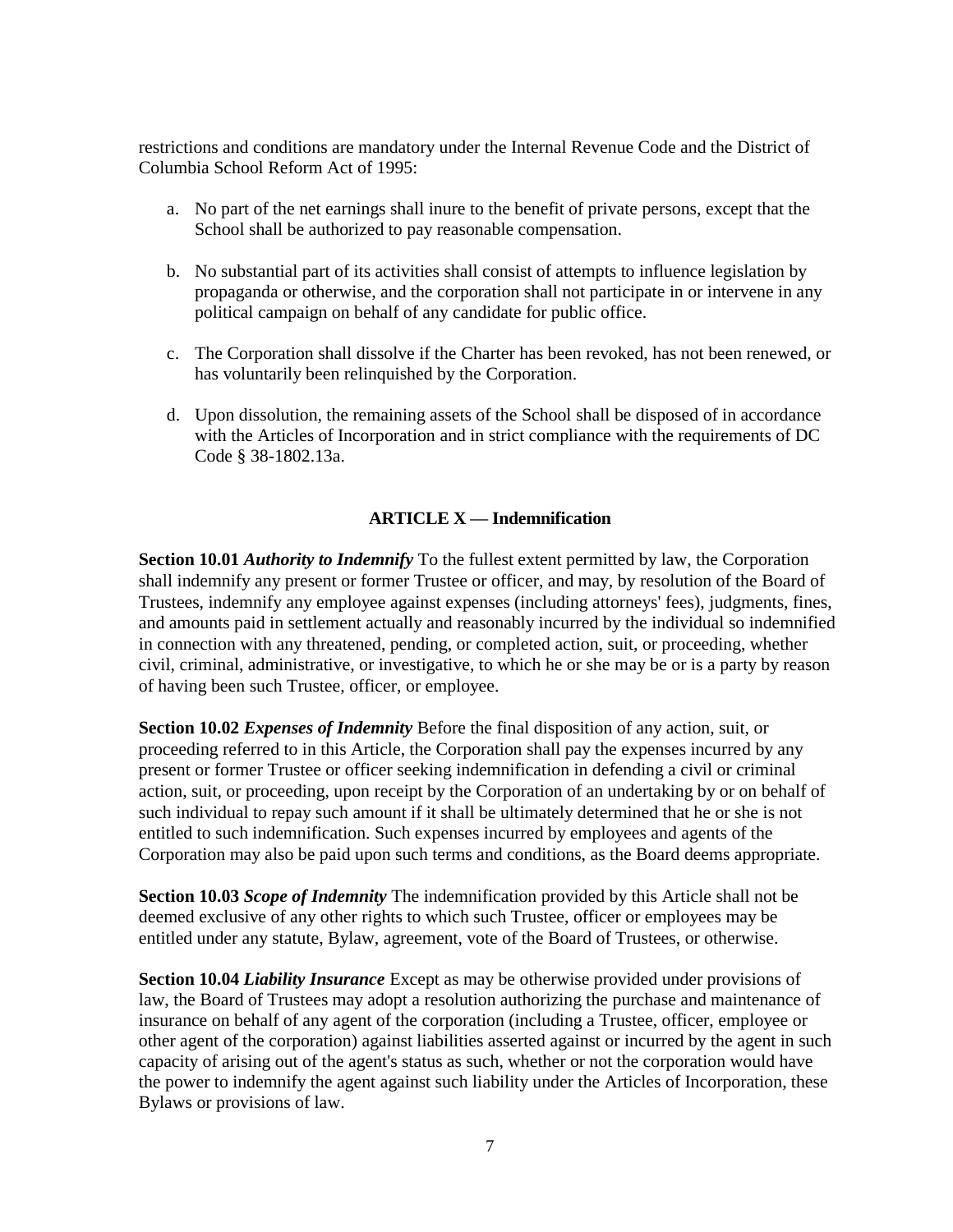restrictions and conditions are mandatory under the Internal Revenue Code and the District of Columbia School Reform Act of 1995:

a. No part of the net earnings shall inure to the benefit of private persons, except that the School shall be authorized to pay reasonable compensation.

b. No substantial part of its activities shall consist of attempts to influence legislation by propaganda or otherwise, and the corporation shall not participate in or intervene in any political campaign on behalf of any candidate for public office.

c. The Corporation shall dissolve if the Charter has been revoked, has not been renewed, or has voluntarily been relinquished by the Corporation.

d. Upon dissolution, the remaining assets of the School shall be disposed of in accordance with the Articles of Incorporation and in strict compliance with the requirements of DC Code § 38-1802.13a.

## ARTICLE X — Indemnification

**Section 10.01** ***Authority to Indemnify*** To the fullest extent permitted by law, the Corporation shall indemnify any present or former Trustee or officer, and may, by resolution of the Board of Trustees, indemnify any employee against expenses (including attorneys' fees), judgments, fines, and amounts paid in settlement actually and reasonably incurred by the individual so indemnified in connection with any threatened, pending, or completed action, suit, or proceeding, whether civil, criminal, administrative, or investigative, to which he or she may be or is a party by reason of having been such Trustee, officer, or employee.

**Section 10.02** ***Expenses of Indemnity*** Before the final disposition of any action, suit, or proceeding referred to in this Article, the Corporation shall pay the expenses incurred by any present or former Trustee or officer seeking indemnification in defending a civil or criminal action, suit, or proceeding, upon receipt by the Corporation of an undertaking by or on behalf of such individual to repay such amount if it shall be ultimately determined that he or she is not entitled to such indemnification. Such expenses incurred by employees and agents of the Corporation may also be paid upon such terms and conditions, as the Board deems appropriate.

**Section 10.03** ***Scope of Indemnity*** The indemnification provided by this Article shall not be deemed exclusive of any other rights to which such Trustee, officer or employees may be entitled under any statute, Bylaw, agreement, vote of the Board of Trustees, or otherwise.

**Section 10.04** ***Liability Insurance*** Except as may be otherwise provided under provisions of law, the Board of Trustees may adopt a resolution authorizing the purchase and maintenance of insurance on behalf of any agent of the corporation (including a Trustee, officer, employee or other agent of the corporation) against liabilities asserted against or incurred by the agent in such capacity of arising out of the agent's status as such, whether or not the corporation would have the power to indemnify the agent against such liability under the Articles of Incorporation, these Bylaws or provisions of law.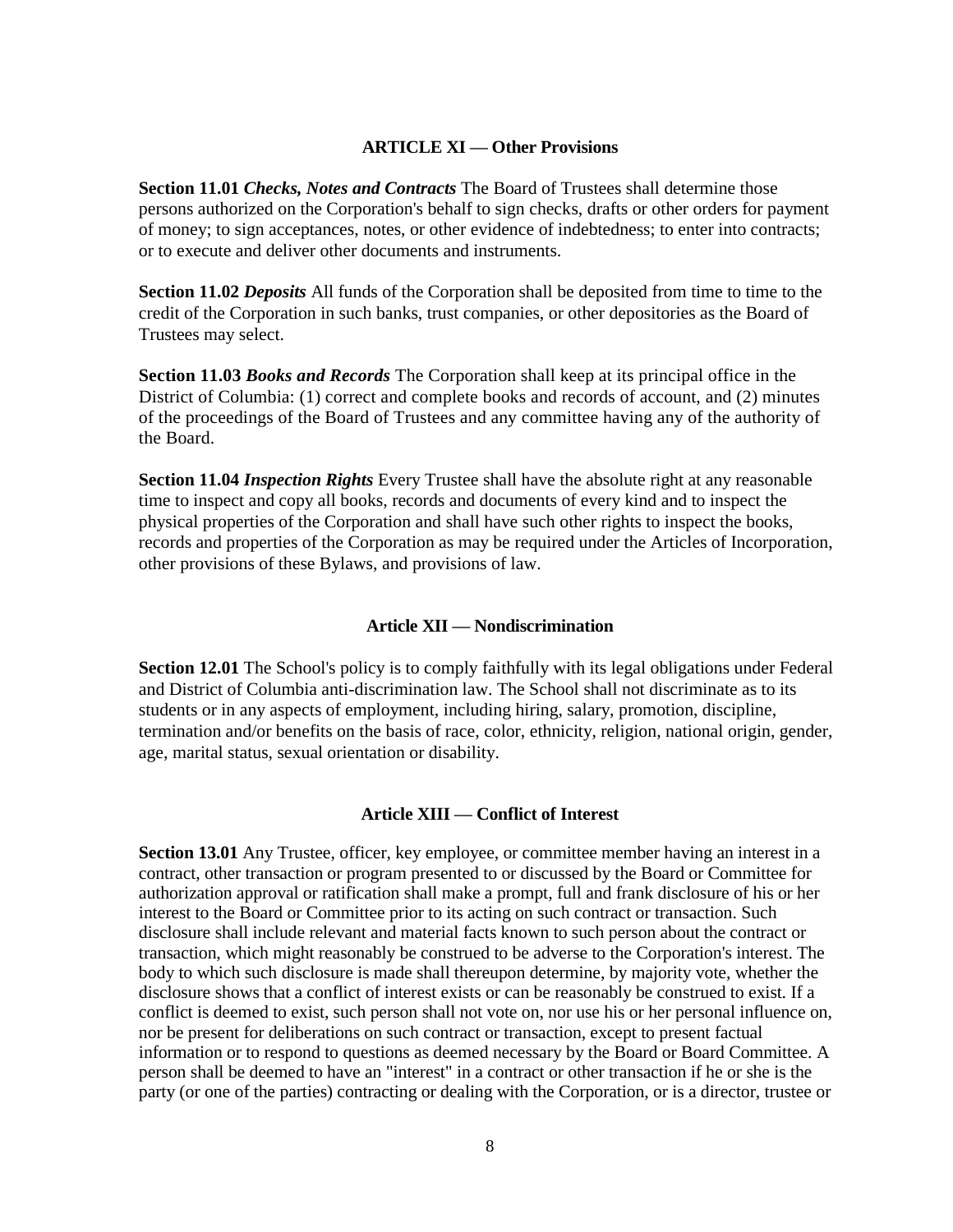## ARTICLE XI — Other Provisions

**Section 11.01** ***Checks, Notes and Contracts*** The Board of Trustees shall determine those persons authorized on the Corporation's behalf to sign checks, drafts or other orders for payment of money; to sign acceptances, notes, or other evidence of indebtedness; to enter into contracts; or to execute and deliver other documents and instruments.

**Section 11.02** ***Deposits*** All funds of the Corporation shall be deposited from time to time to the credit of the Corporation in such banks, trust companies, or other depositories as the Board of Trustees may select.

**Section 11.03** ***Books and Records*** The Corporation shall keep at its principal office in the District of Columbia: (1) correct and complete books and records of account, and (2) minutes of the proceedings of the Board of Trustees and any committee having any of the authority of the Board.

**Section 11.04** ***Inspection Rights*** Every Trustee shall have the absolute right at any reasonable time to inspect and copy all books, records and documents of every kind and to inspect the physical properties of the Corporation and shall have such other rights to inspect the books, records and properties of the Corporation as may be required under the Articles of Incorporation, other provisions of these Bylaws, and provisions of law.

## Article XII — Nondiscrimination

**Section 12.01** The School's policy is to comply faithfully with its legal obligations under Federal and District of Columbia anti-discrimination law. The School shall not discriminate as to its students or in any aspects of employment, including hiring, salary, promotion, discipline, termination and/or benefits on the basis of race, color, ethnicity, religion, national origin, gender, age, marital status, sexual orientation or disability.

## Article XIII — Conflict of Interest

**Section 13.01** Any Trustee, officer, key employee, or committee member having an interest in a contract, other transaction or program presented to or discussed by the Board or Committee for authorization approval or ratification shall make a prompt, full and frank disclosure of his or her interest to the Board or Committee prior to its acting on such contract or transaction. Such disclosure shall include relevant and material facts known to such person about the contract or transaction, which might reasonably be construed to be adverse to the Corporation's interest. The body to which such disclosure is made shall thereupon determine, by majority vote, whether the disclosure shows that a conflict of interest exists or can be reasonably be construed to exist. If a conflict is deemed to exist, such person shall not vote on, nor use his or her personal influence on, nor be present for deliberations on such contract or transaction, except to present factual information or to respond to questions as deemed necessary by the Board or Board Committee. A person shall be deemed to have an "interest" in a contract or other transaction if he or she is the party (or one of the parties) contracting or dealing with the Corporation, or is a director, trustee or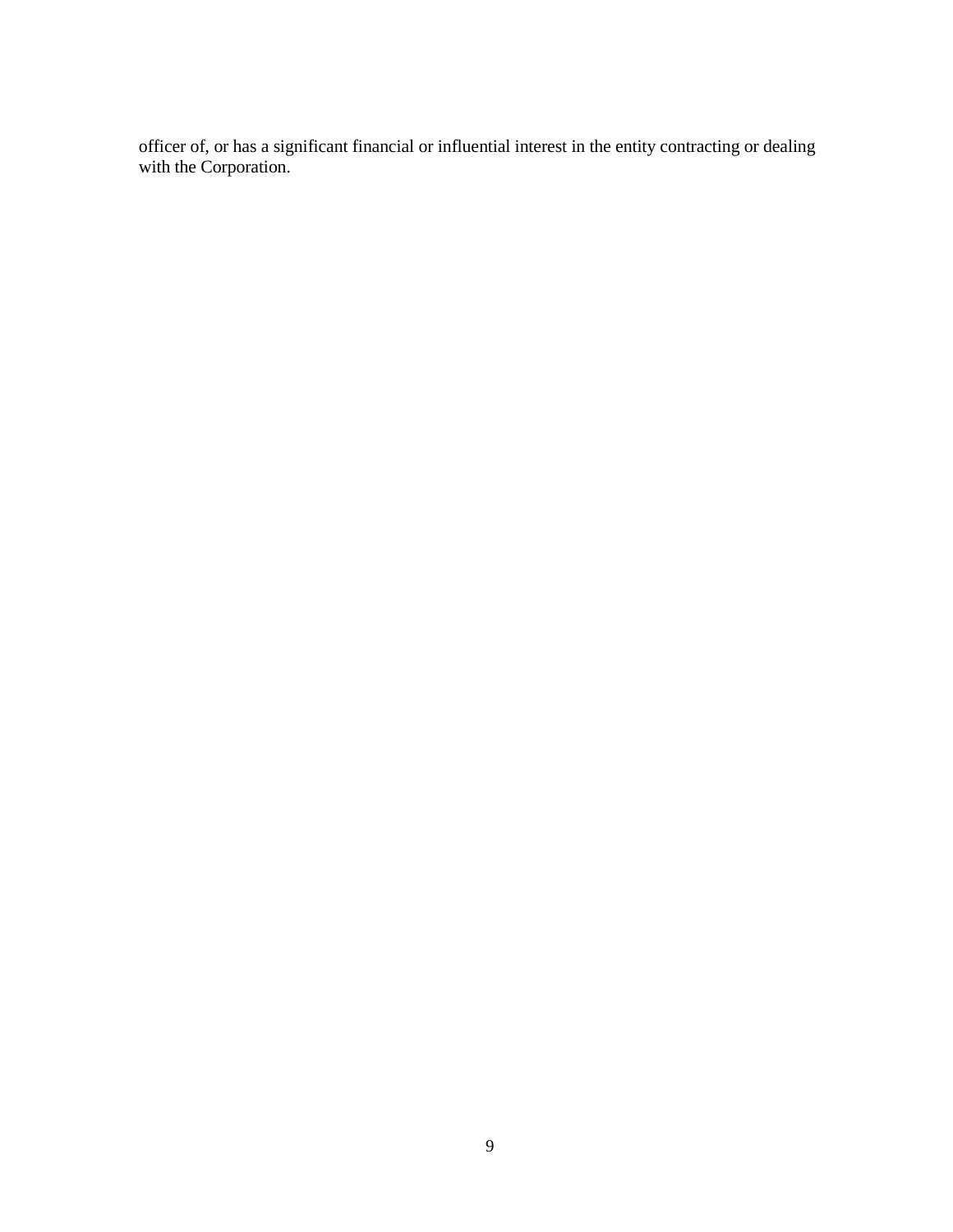officer of, or has a significant financial or influential interest in the entity contracting or dealing with the Corporation.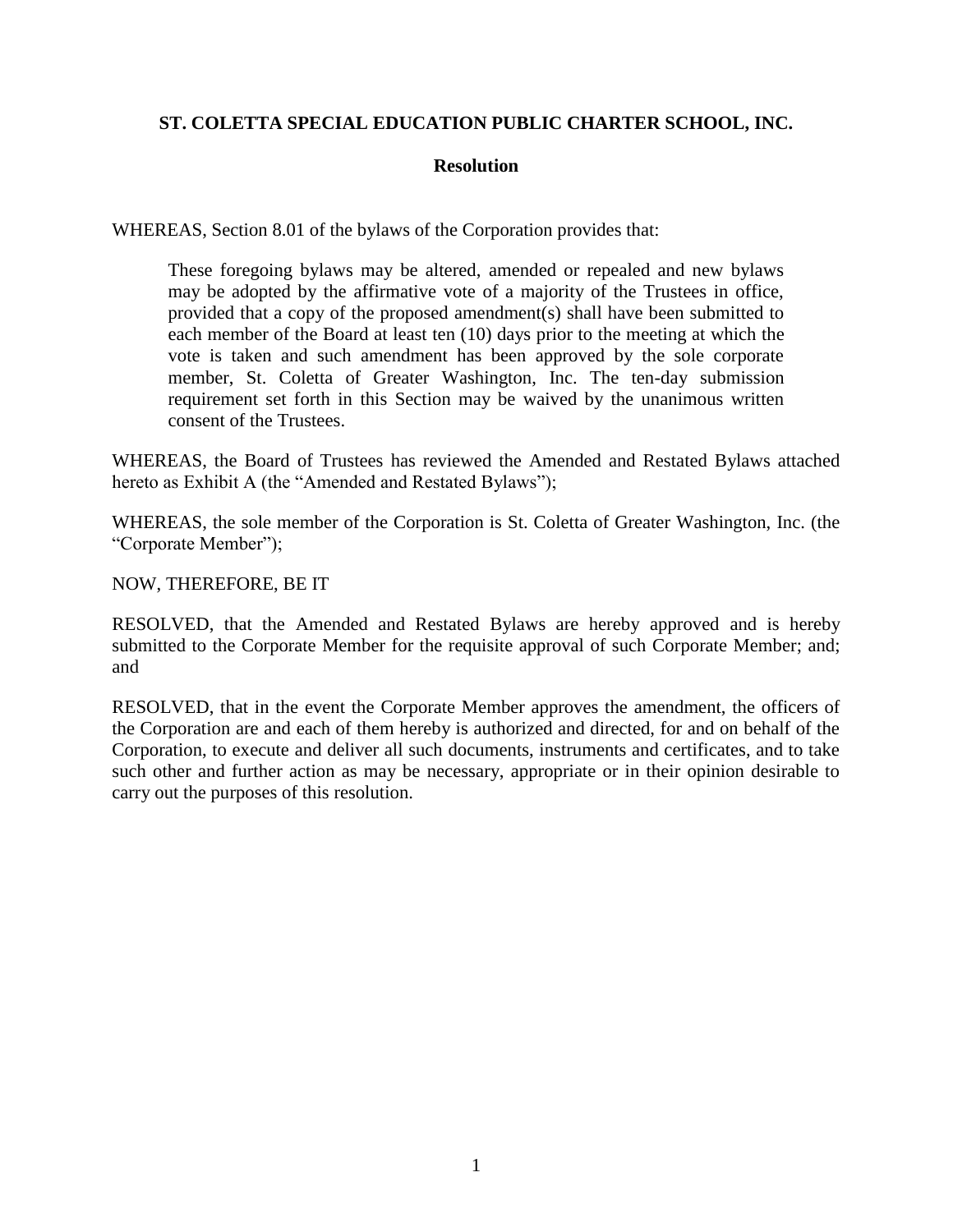**ST. COLETTA SPECIAL EDUCATION PUBLIC CHARTER SCHOOL, INC.**

**Resolution**

WHEREAS, Section 8.01 of the bylaws of the Corporation provides that:

> These foregoing bylaws may be altered, amended or repealed and new bylaws may be adopted by the affirmative vote of a majority of the Trustees in office, provided that a copy of the proposed amendment(s) shall have been submitted to each member of the Board at least ten (10) days prior to the meeting at which the vote is taken and such amendment has been approved by the sole corporate member, St. Coletta of Greater Washington, Inc. The ten-day submission requirement set forth in this Section may be waived by the unanimous written consent of the Trustees.

WHEREAS, the Board of Trustees has reviewed the Amended and Restated Bylaws attached hereto as Exhibit A (the "Amended and Restated Bylaws");

WHEREAS, the sole member of the Corporation is St. Coletta of Greater Washington, Inc. (the "Corporate Member");

NOW, THEREFORE, BE IT

RESOLVED, that the Amended and Restated Bylaws are hereby approved and is hereby submitted to the Corporate Member for the requisite approval of such Corporate Member; and; and

RESOLVED, that in the event the Corporate Member approves the amendment, the officers of the Corporation are and each of them hereby is authorized and directed, for and on behalf of the Corporation, to execute and deliver all such documents, instruments and certificates, and to take such other and further action as may be necessary, appropriate or in their opinion desirable to carry out the purposes of this resolution.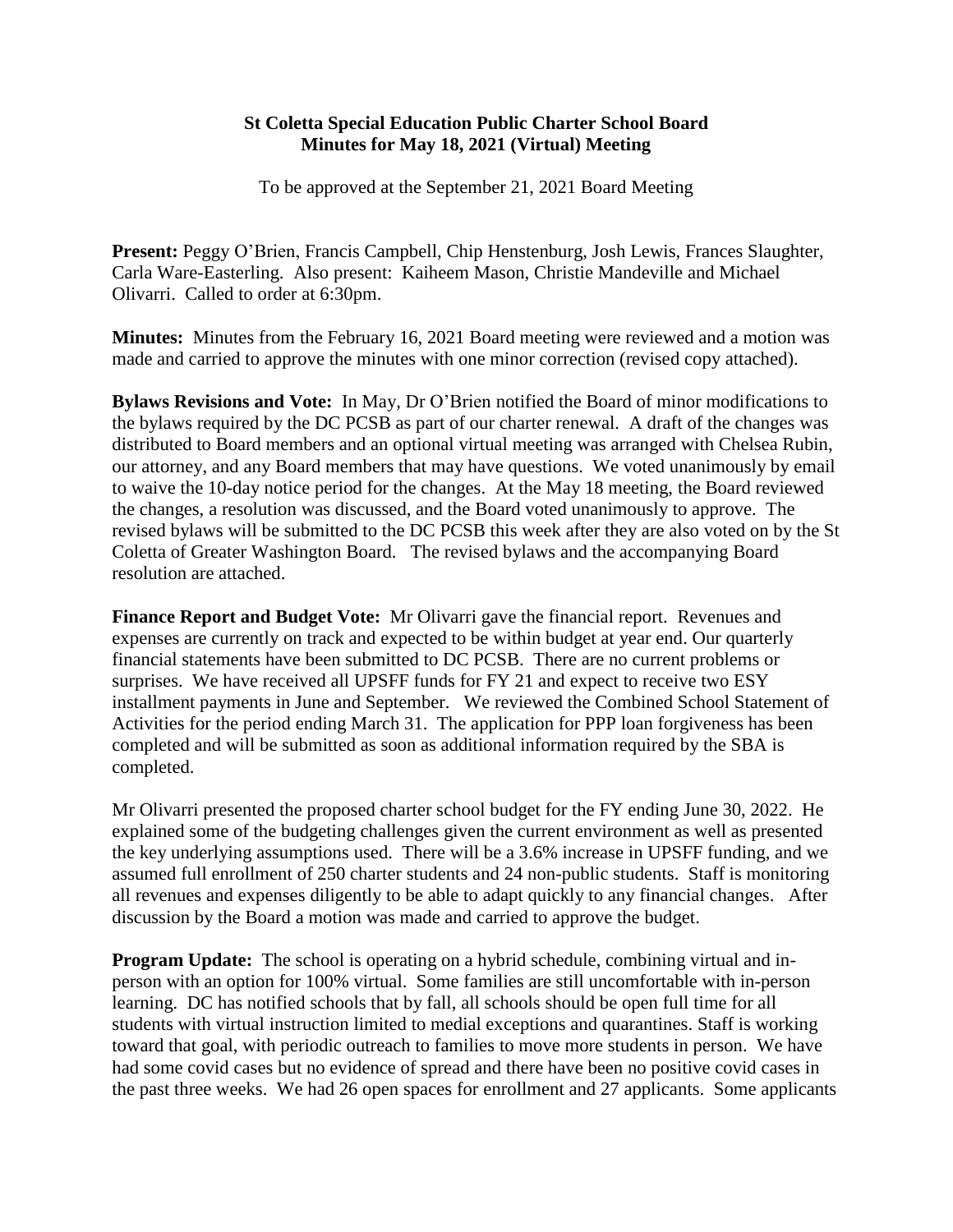**St Coletta Special Education Public Charter School Board**
**Minutes for May 18, 2021 (Virtual) Meeting**

To be approved at the September 21, 2021 Board Meeting

**Present:** Peggy O'Brien, Francis Campbell, Chip Henstenburg, Josh Lewis, Frances Slaughter, Carla Ware-Easterling. Also present: Kaiheem Mason, Christie Mandeville and Michael Olivarri. Called to order at 6:30pm.

**Minutes:** Minutes from the February 16, 2021 Board meeting were reviewed and a motion was made and carried to approve the minutes with one minor correction (revised copy attached).

**Bylaws Revisions and Vote:** In May, Dr O'Brien notified the Board of minor modifications to the bylaws required by the DC PCSB as part of our charter renewal. A draft of the changes was distributed to Board members and an optional virtual meeting was arranged with Chelsea Rubin, our attorney, and any Board members that may have questions. We voted unanimously by email to waive the 10-day notice period for the changes. At the May 18 meeting, the Board reviewed the changes, a resolution was discussed, and the Board voted unanimously to approve. The revised bylaws will be submitted to the DC PCSB this week after they are also voted on by the St Coletta of Greater Washington Board. The revised bylaws and the accompanying Board resolution are attached.

**Finance Report and Budget Vote:** Mr Olivarri gave the financial report. Revenues and expenses are currently on track and expected to be within budget at year end. Our quarterly financial statements have been submitted to DC PCSB. There are no current problems or surprises. We have received all UPSFF funds for FY 21 and expect to receive two ESY installment payments in June and September. We reviewed the Combined School Statement of Activities for the period ending March 31. The application for PPP loan forgiveness has been completed and will be submitted as soon as additional information required by the SBA is completed.

Mr Olivarri presented the proposed charter school budget for the FY ending June 30, 2022. He explained some of the budgeting challenges given the current environment as well as presented the key underlying assumptions used. There will be a 3.6% increase in UPSFF funding, and we assumed full enrollment of 250 charter students and 24 non-public students. Staff is monitoring all revenues and expenses diligently to be able to adapt quickly to any financial changes. After discussion by the Board a motion was made and carried to approve the budget.

**Program Update:** The school is operating on a hybrid schedule, combining virtual and in-person with an option for 100% virtual. Some families are still uncomfortable with in-person learning. DC has notified schools that by fall, all schools should be open full time for all students with virtual instruction limited to medial exceptions and quarantines. Staff is working toward that goal, with periodic outreach to families to move more students in person. We have had some covid cases but no evidence of spread and there have been no positive covid cases in the past three weeks. We had 26 open spaces for enrollment and 27 applicants. Some applicants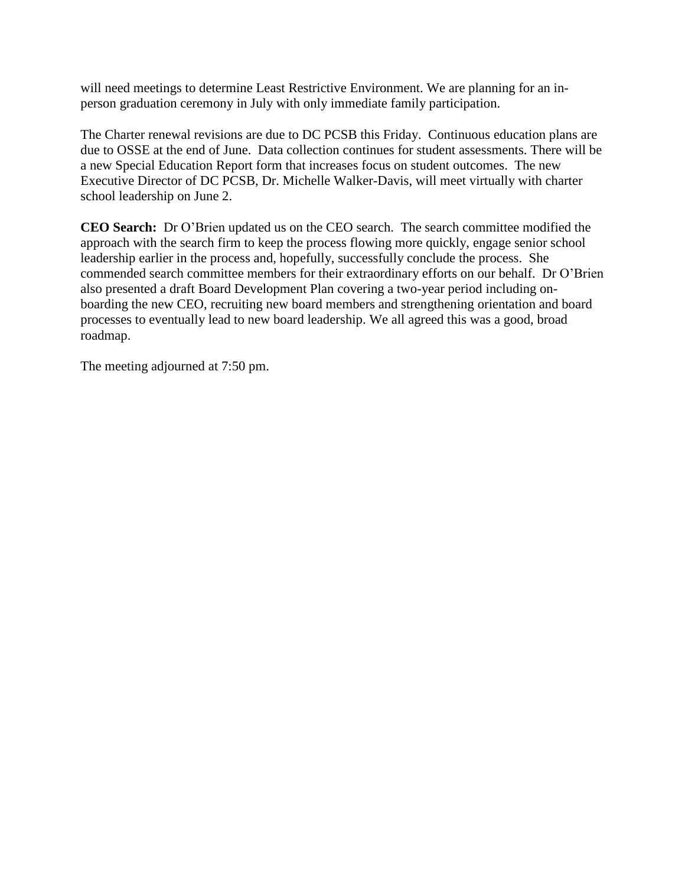will need meetings to determine Least Restrictive Environment. We are planning for an in-person graduation ceremony in July with only immediate family participation.

The Charter renewal revisions are due to DC PCSB this Friday. Continuous education plans are due to OSSE at the end of June. Data collection continues for student assessments. There will be a new Special Education Report form that increases focus on student outcomes. The new Executive Director of DC PCSB, Dr. Michelle Walker-Davis, will meet virtually with charter school leadership on June 2.

**CEO Search:** Dr O'Brien updated us on the CEO search. The search committee modified the approach with the search firm to keep the process flowing more quickly, engage senior school leadership earlier in the process and, hopefully, successfully conclude the process. She commended search committee members for their extraordinary efforts on our behalf. Dr O'Brien also presented a draft Board Development Plan covering a two-year period including on-boarding the new CEO, recruiting new board members and strengthening orientation and board processes to eventually lead to new board leadership. We all agreed this was a good, broad roadmap.

The meeting adjourned at 7:50 pm.